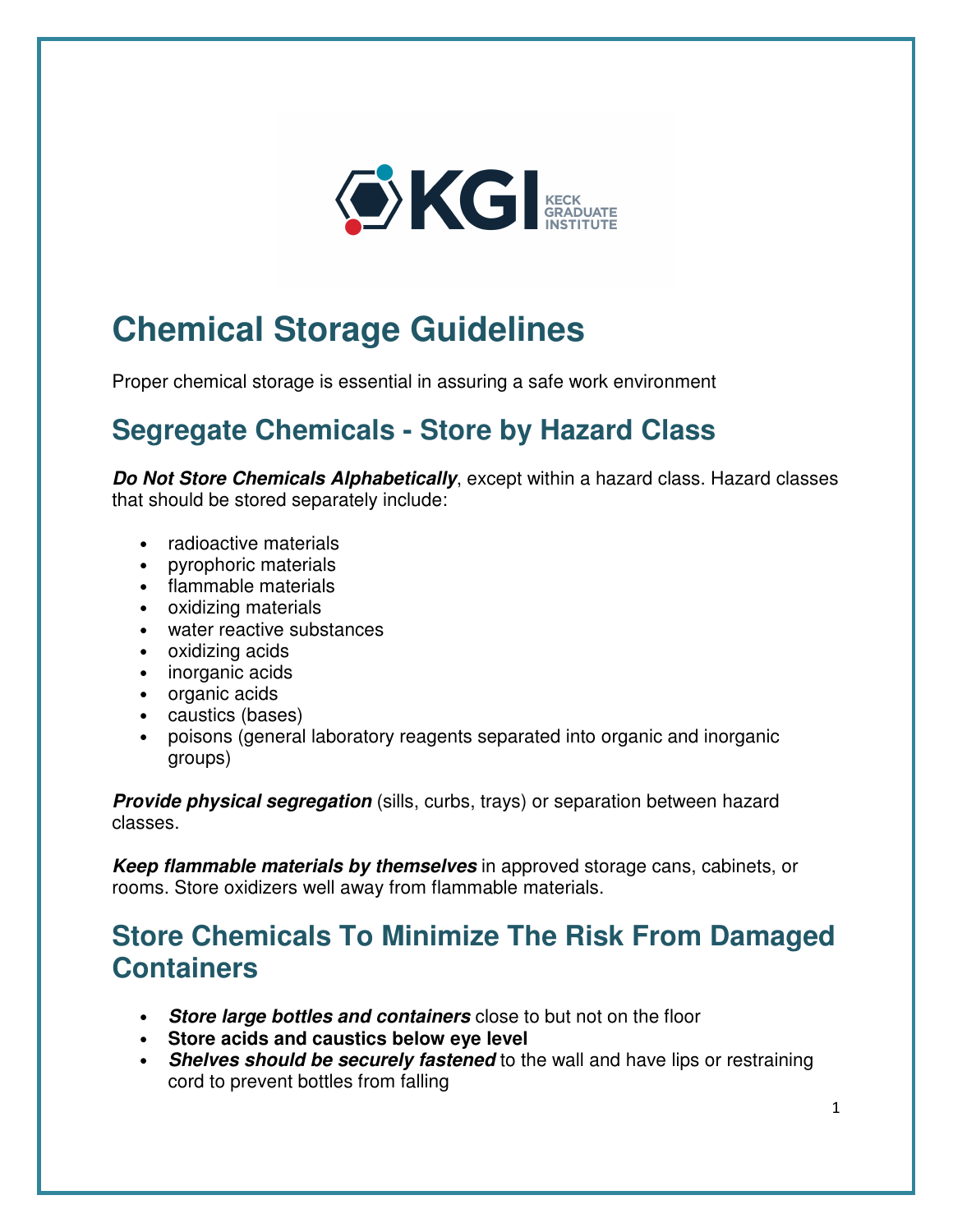# Chemical Storage Guidelines

Proper chemical storage is essential in assuring a safe work environment

## Segregate Chemicals - Store by Hazard Class

***Do Not Store Chemicals Alphabetically***, except within a hazard class. Hazard classes that should be stored separately include:

- radioactive materials
- pyrophoric materials
- flammable materials
- oxidizing materials
- water reactive substances
- oxidizing acids
- inorganic acids
- organic acids
- caustics (bases)
- poisons (general laboratory reagents separated into organic and inorganic groups)

***Provide physical segregation*** (sills, curbs, trays) or separation between hazard classes.

***Keep flammable materials by themselves*** in approved storage cans, cabinets, or rooms. Store oxidizers well away from flammable materials.

## Store Chemicals To Minimize The Risk From Damaged Containers

- ***Store large bottles and containers*** close to but not on the floor
- **Store acids and caustics below eye level**
- ***Shelves should be securely fastened*** to the wall and have lips or restraining cord to prevent bottles from falling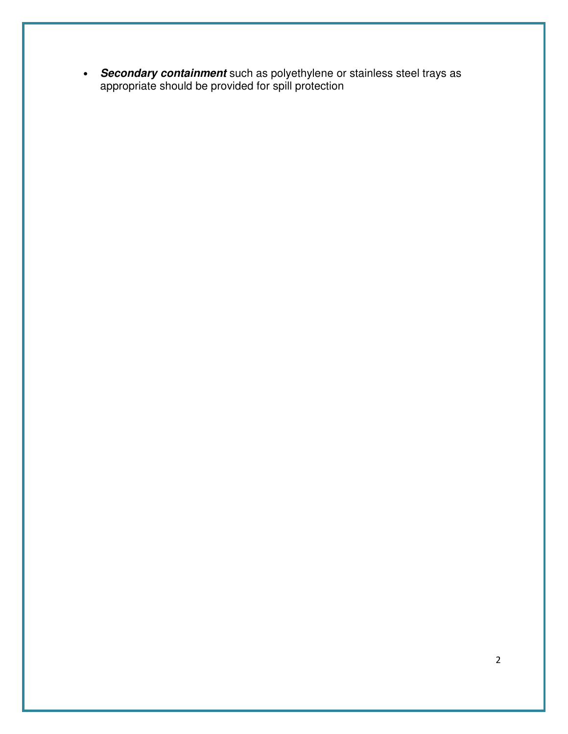- ***Secondary containment*** such as polyethylene or stainless steel trays as appropriate should be provided for spill protection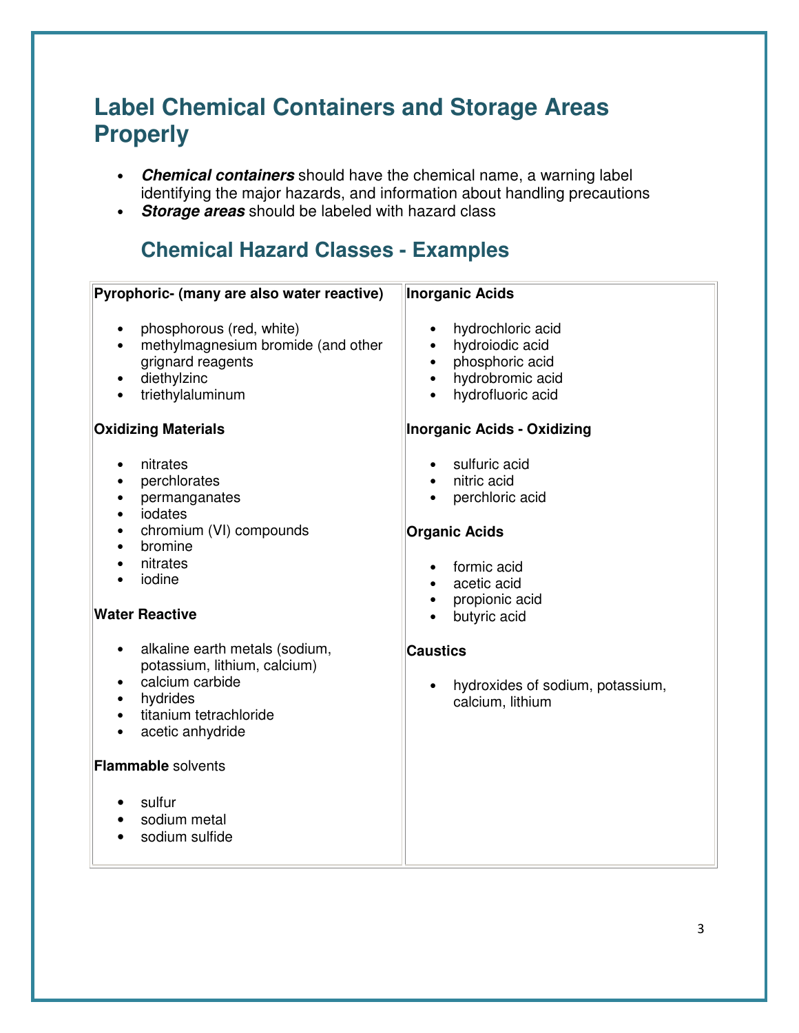## Label Chemical Containers and Storage Areas Properly

- ***Chemical containers*** should have the chemical name, a warning label identifying the major hazards, and information about handling precautions
- ***Storage areas*** should be labeled with hazard class

### Chemical Hazard Classes - Examples

| | |
|---|---|
| **Pyrophoric- (many are also water reactive)**<br><br>• phosphorous (red, white)<br>• methylmagnesium bromide (and other grignard reagents<br>• diethylzinc<br>• triethylaluminum<br><br>**Oxidizing Materials**<br><br>• nitrates<br>• perchlorates<br>• permanganates<br>• iodates<br>• chromium (VI) compounds<br>• bromine<br>• nitrates<br>• iodine<br><br>**Water Reactive**<br><br>• alkaline earth metals (sodium, potassium, lithium, calcium)<br>• calcium carbide<br>• hydrides<br>• titanium tetrachloride<br>• acetic anhydride<br><br>**Flammable** solvents<br><br>• sulfur<br>• sodium metal<br>• sodium sulfide | **Inorganic Acids**<br><br>• hydrochloric acid<br>• hydroiodic acid<br>• phosphoric acid<br>• hydrobromic acid<br>• hydrofluoric acid<br><br>**Inorganic Acids - Oxidizing**<br><br>• sulfuric acid<br>• nitric acid<br>• perchloric acid<br><br>**Organic Acids**<br><br>• formic acid<br>• acetic acid<br>• propionic acid<br>• butyric acid<br><br>**Caustics**<br><br>• hydroxides of sodium, potassium, calcium, lithium |